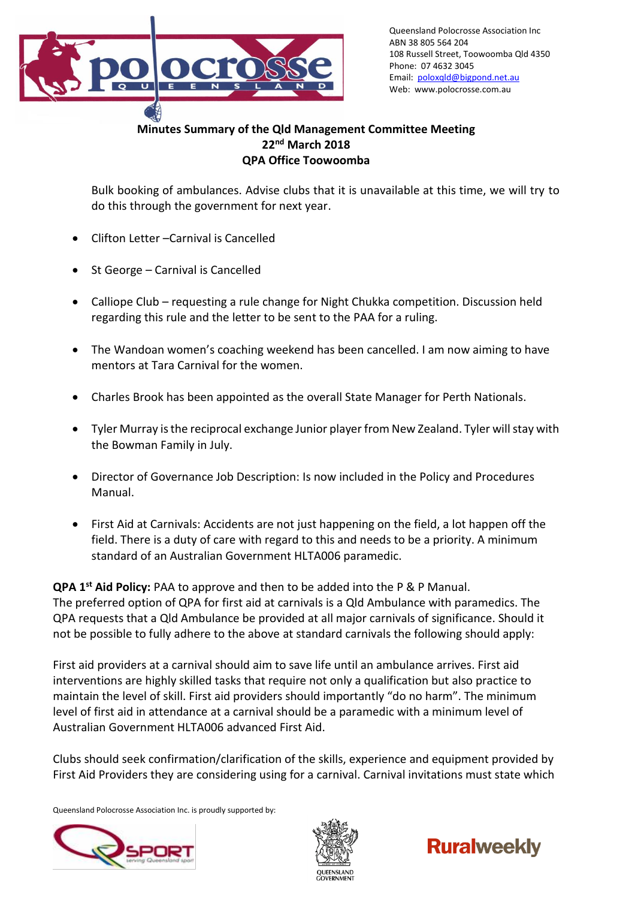Queensland Polocrosse Association Inc
ABN 38 805 564 204
108 Russell Street, Toowoomba Qld 4350
Phone: 07 4632 3045
Email: poloxqld@bigpond.net.au
Web: www.polocrosse.com.au

**Minutes Summary of the Qld Management Committee Meeting**
**22nd March 2018**
**QPA Office Toowoomba**

Bulk booking of ambulances. Advise clubs that it is unavailable at this time, we will try to do this through the government for next year.

- Clifton Letter –Carnival is Cancelled
- St George – Carnival is Cancelled
- Calliope Club – requesting a rule change for Night Chukka competition. Discussion held regarding this rule and the letter to be sent to the PAA for a ruling.
- The Wandoan women's coaching weekend has been cancelled. I am now aiming to have mentors at Tara Carnival for the women.
- Charles Brook has been appointed as the overall State Manager for Perth Nationals.
- Tyler Murray is the reciprocal exchange Junior player from New Zealand. Tyler will stay with the Bowman Family in July.
- Director of Governance Job Description: Is now included in the Policy and Procedures Manual.
- First Aid at Carnivals: Accidents are not just happening on the field, a lot happen off the field. There is a duty of care with regard to this and needs to be a priority. A minimum standard of an Australian Government HLTA006 paramedic.

**QPA 1st Aid Policy:** PAA to approve and then to be added into the P & P Manual.
The preferred option of QPA for first aid at carnivals is a Qld Ambulance with paramedics. The QPA requests that a Qld Ambulance be provided at all major carnivals of significance. Should it not be possible to fully adhere to the above at standard carnivals the following should apply:

First aid providers at a carnival should aim to save life until an ambulance arrives. First aid interventions are highly skilled tasks that require not only a qualification but also practice to maintain the level of skill. First aid providers should importantly "do no harm". The minimum level of first aid in attendance at a carnival should be a paramedic with a minimum level of Australian Government HLTA006 advanced First Aid.

Clubs should seek confirmation/clarification of the skills, experience and equipment provided by First Aid Providers they are considering using for a carnival. Carnival invitations must state which

Queensland Polocrosse Association Inc. is proudly supported by: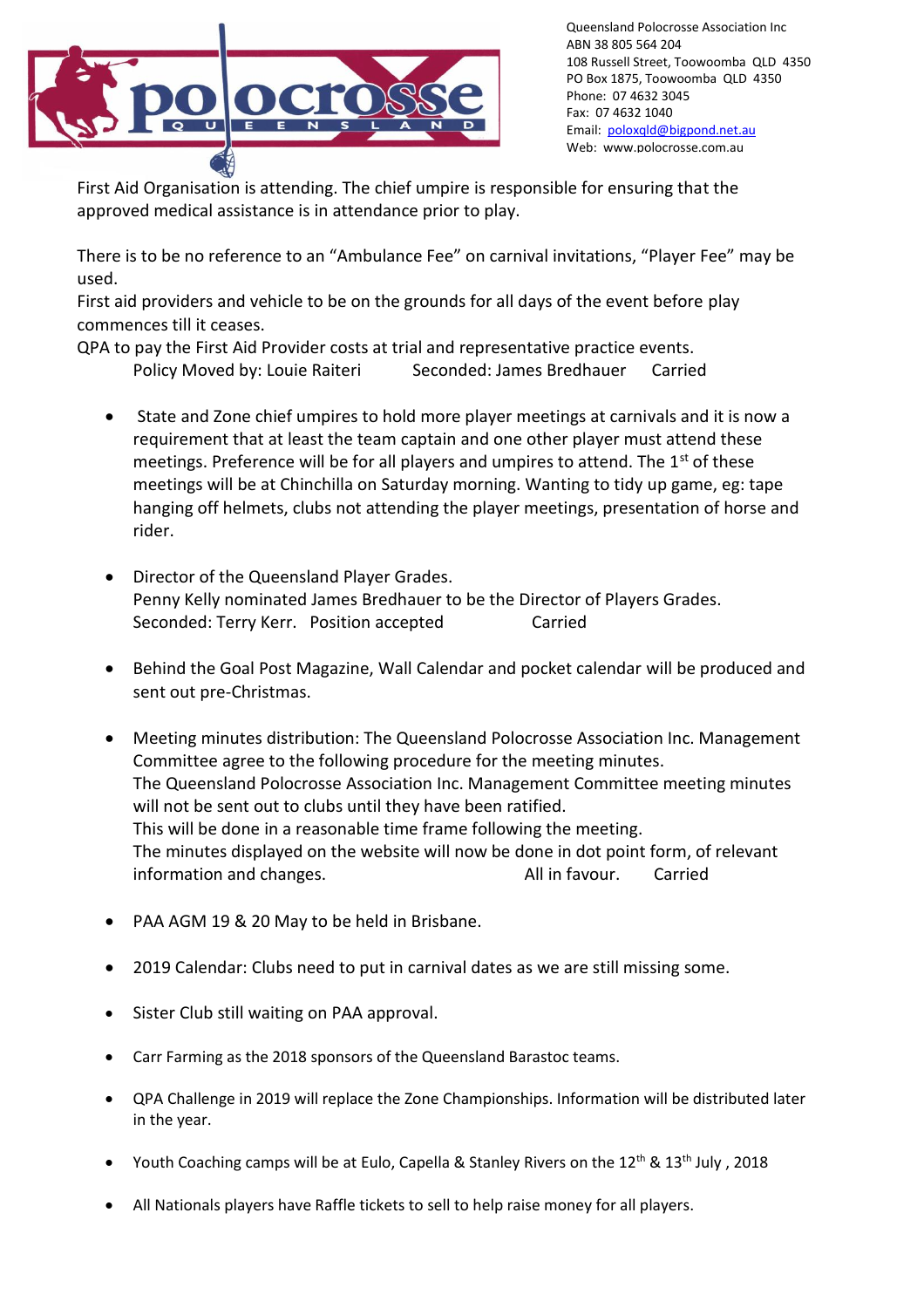First Aid Organisation is attending. The chief umpire is responsible for ensuring that the approved medical assistance is in attendance prior to play.

There is to be no reference to an "Ambulance Fee" on carnival invitations, "Player Fee" may be used.
First aid providers and vehicle to be on the grounds for all days of the event before play commences till it ceases.
QPA to pay the First Aid Provider costs at trial and representative practice events.
Policy Moved by: Louie Raiteri Seconded: James Bredhauer Carried

- State and Zone chief umpires to hold more player meetings at carnivals and it is now a requirement that at least the team captain and one other player must attend these meetings. Preference will be for all players and umpires to attend. The 1st of these meetings will be at Chinchilla on Saturday morning. Wanting to tidy up game, eg: tape hanging off helmets, clubs not attending the player meetings, presentation of horse and rider.

- Director of the Queensland Player Grades.
  Penny Kelly nominated James Bredhauer to be the Director of Players Grades.
  Seconded: Terry Kerr. Position accepted Carried

- Behind the Goal Post Magazine, Wall Calendar and pocket calendar will be produced and sent out pre-Christmas.

- Meeting minutes distribution: The Queensland Polocrosse Association Inc. Management Committee agree to the following procedure for the meeting minutes.
  The Queensland Polocrosse Association Inc. Management Committee meeting minutes will not be sent out to clubs until they have been ratified.
  This will be done in a reasonable time frame following the meeting.
  The minutes displayed on the website will now be done in dot point form, of relevant information and changes. All in favour. Carried

- PAA AGM 19 & 20 May to be held in Brisbane.

- 2019 Calendar: Clubs need to put in carnival dates as we are still missing some.

- Sister Club still waiting on PAA approval.

- Carr Farming as the 2018 sponsors of the Queensland Barastoc teams.

- QPA Challenge in 2019 will replace the Zone Championships. Information will be distributed later in the year.

- Youth Coaching camps will be at Eulo, Capella & Stanley Rivers on the 12th & 13th July , 2018

- All Nationals players have Raffle tickets to sell to help raise money for all players.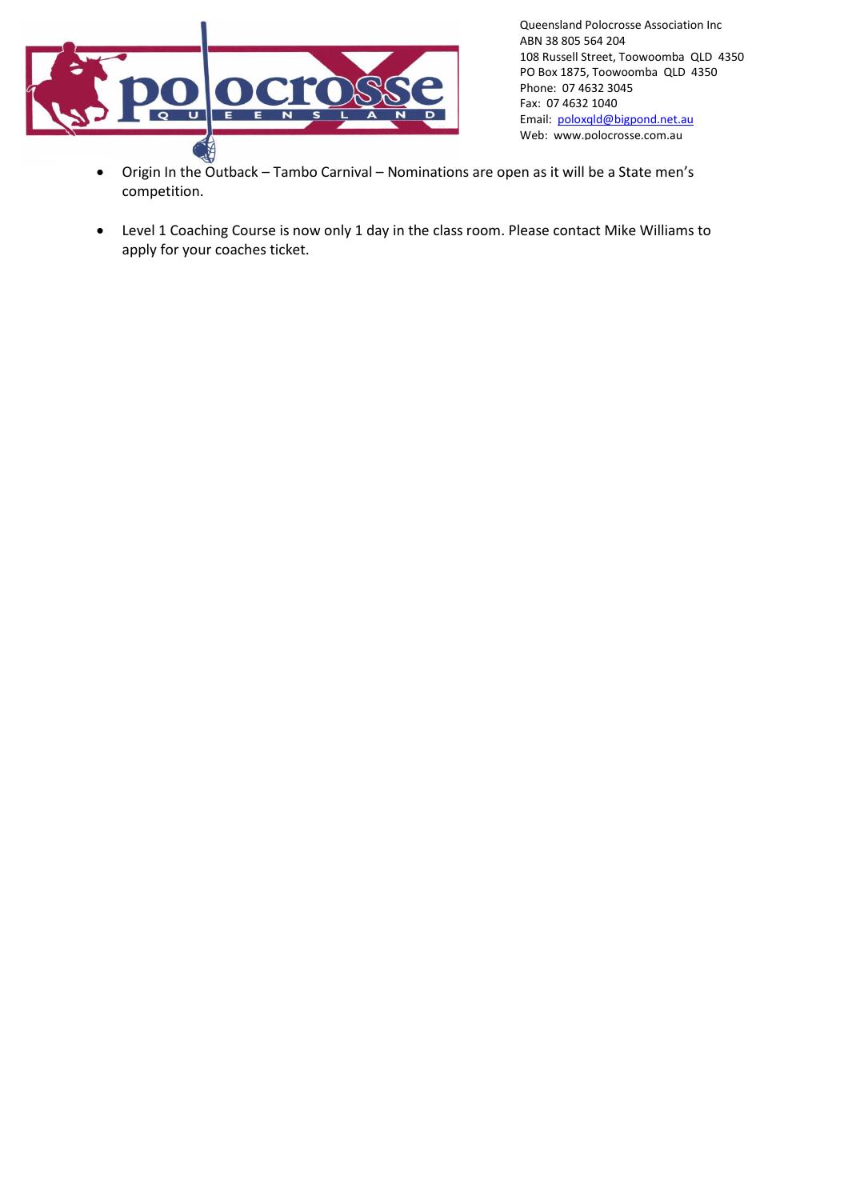Queensland Polocrosse Association Inc
ABN 38 805 564 204
108 Russell Street, Toowoomba QLD 4350
PO Box 1875, Toowoomba QLD 4350
Phone: 07 4632 3045
Fax: 07 4632 1040
Email: poloxqld@bigpond.net.au
Web: www.polocrosse.com.au

- Origin In the Outback – Tambo Carnival – Nominations are open as it will be a State men's competition.

- Level 1 Coaching Course is now only 1 day in the class room. Please contact Mike Williams to apply for your coaches ticket.